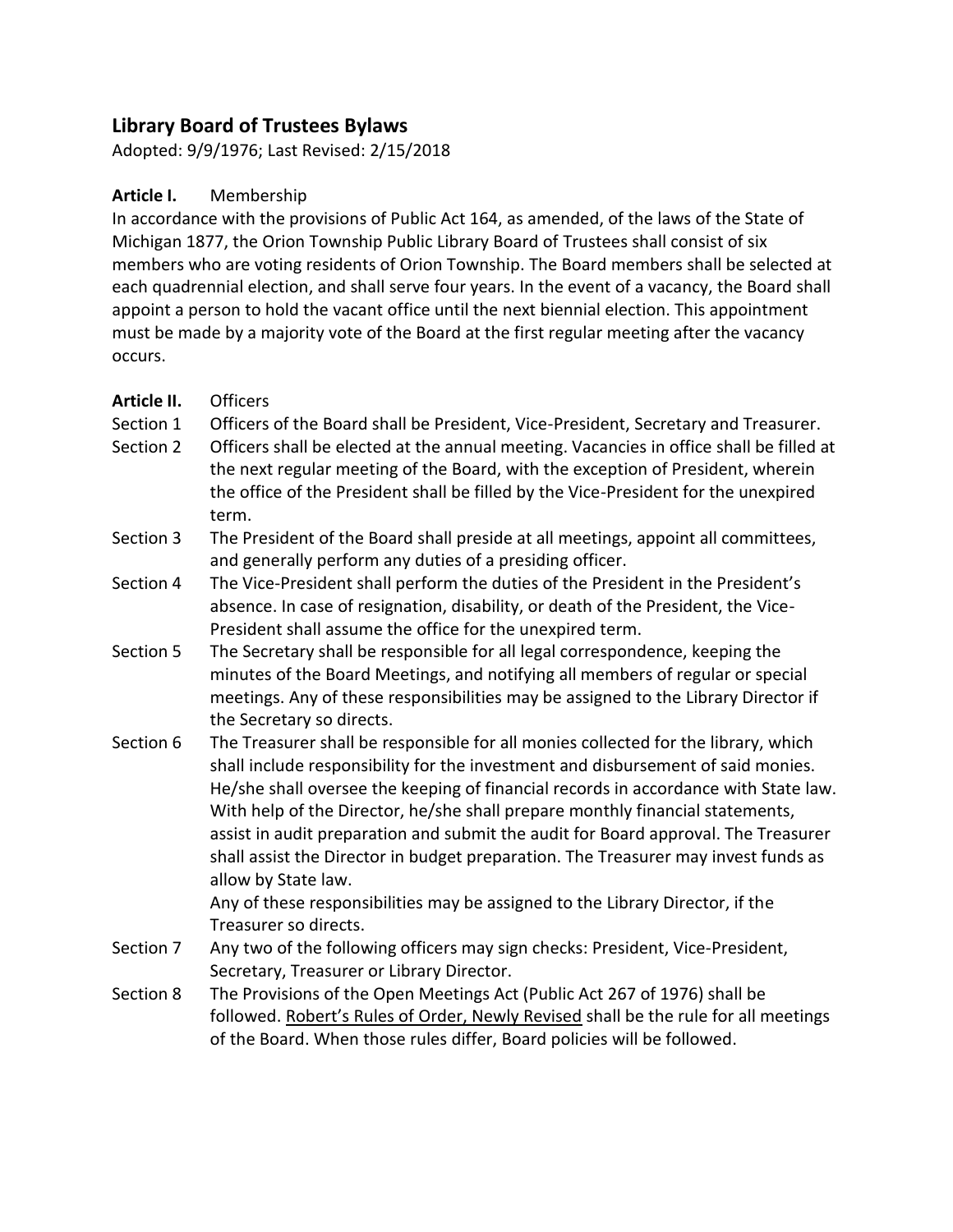## Library Board of Trustees Bylaws

Adopted: 9/9/1976; Last Revised: 2/15/2018

**Article I.** Membership

In accordance with the provisions of Public Act 164, as amended, of the laws of the State of Michigan 1877, the Orion Township Public Library Board of Trustees shall consist of six members who are voting residents of Orion Township. The Board members shall be selected at each quadrennial election, and shall serve four years. In the event of a vacancy, the Board shall appoint a person to hold the vacant office until the next biennial election. This appointment must be made by a majority vote of the Board at the first regular meeting after the vacancy occurs.

**Article II.** Officers

Section 1 Officers of the Board shall be President, Vice-President, Secretary and Treasurer.

Section 2 Officers shall be elected at the annual meeting. Vacancies in office shall be filled at the next regular meeting of the Board, with the exception of President, wherein the office of the President shall be filled by the Vice-President for the unexpired term.

Section 3 The President of the Board shall preside at all meetings, appoint all committees, and generally perform any duties of a presiding officer.

Section 4 The Vice-President shall perform the duties of the President in the President's absence. In case of resignation, disability, or death of the President, the Vice-President shall assume the office for the unexpired term.

Section 5 The Secretary shall be responsible for all legal correspondence, keeping the minutes of the Board Meetings, and notifying all members of regular or special meetings. Any of these responsibilities may be assigned to the Library Director if the Secretary so directs.

Section 6 The Treasurer shall be responsible for all monies collected for the library, which shall include responsibility for the investment and disbursement of said monies. He/she shall oversee the keeping of financial records in accordance with State law. With help of the Director, he/she shall prepare monthly financial statements, assist in audit preparation and submit the audit for Board approval. The Treasurer shall assist the Director in budget preparation. The Treasurer may invest funds as allow by State law.

Any of these responsibilities may be assigned to the Library Director, if the Treasurer so directs.

Section 7 Any two of the following officers may sign checks: President, Vice-President, Secretary, Treasurer or Library Director.

Section 8 The Provisions of the Open Meetings Act (Public Act 267 of 1976) shall be followed. Robert's Rules of Order, Newly Revised shall be the rule for all meetings of the Board. When those rules differ, Board policies will be followed.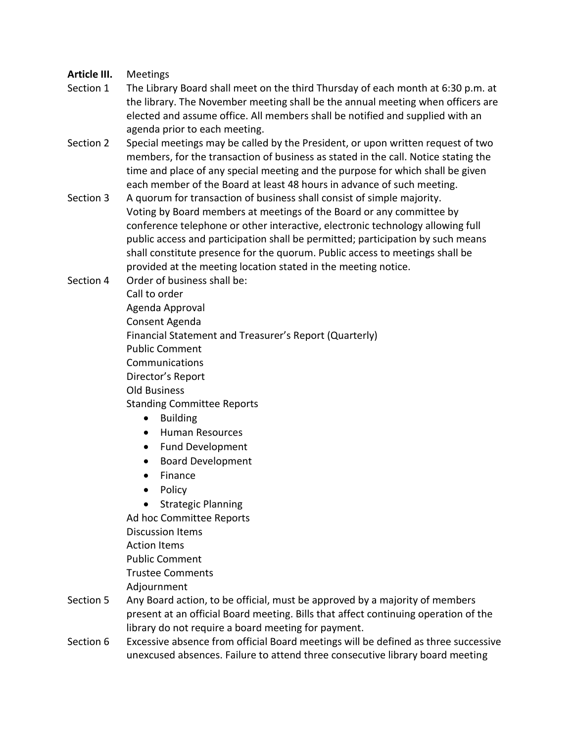**Article III.** Meetings

Section 1 The Library Board shall meet on the third Thursday of each month at 6:30 p.m. at the library. The November meeting shall be the annual meeting when officers are elected and assume office. All members shall be notified and supplied with an agenda prior to each meeting.

Section 2 Special meetings may be called by the President, or upon written request of two members, for the transaction of business as stated in the call. Notice stating the time and place of any special meeting and the purpose for which shall be given each member of the Board at least 48 hours in advance of such meeting.

Section 3 A quorum for transaction of business shall consist of simple majority. Voting by Board members at meetings of the Board or any committee by conference telephone or other interactive, electronic technology allowing full public access and participation shall be permitted; participation by such means shall constitute presence for the quorum. Public access to meetings shall be provided at the meeting location stated in the meeting notice.

Section 4 Order of business shall be:

Call to order
Agenda Approval
Consent Agenda
Financial Statement and Treasurer's Report (Quarterly)
Public Comment
Communications
Director's Report
Old Business
Standing Committee Reports

- Building
- Human Resources
- Fund Development
- Board Development
- Finance
- Policy
- Strategic Planning

Ad hoc Committee Reports
Discussion Items
Action Items
Public Comment
Trustee Comments
Adjournment

Section 5 Any Board action, to be official, must be approved by a majority of members present at an official Board meeting. Bills that affect continuing operation of the library do not require a board meeting for payment.

Section 6 Excessive absence from official Board meetings will be defined as three successive unexcused absences. Failure to attend three consecutive library board meeting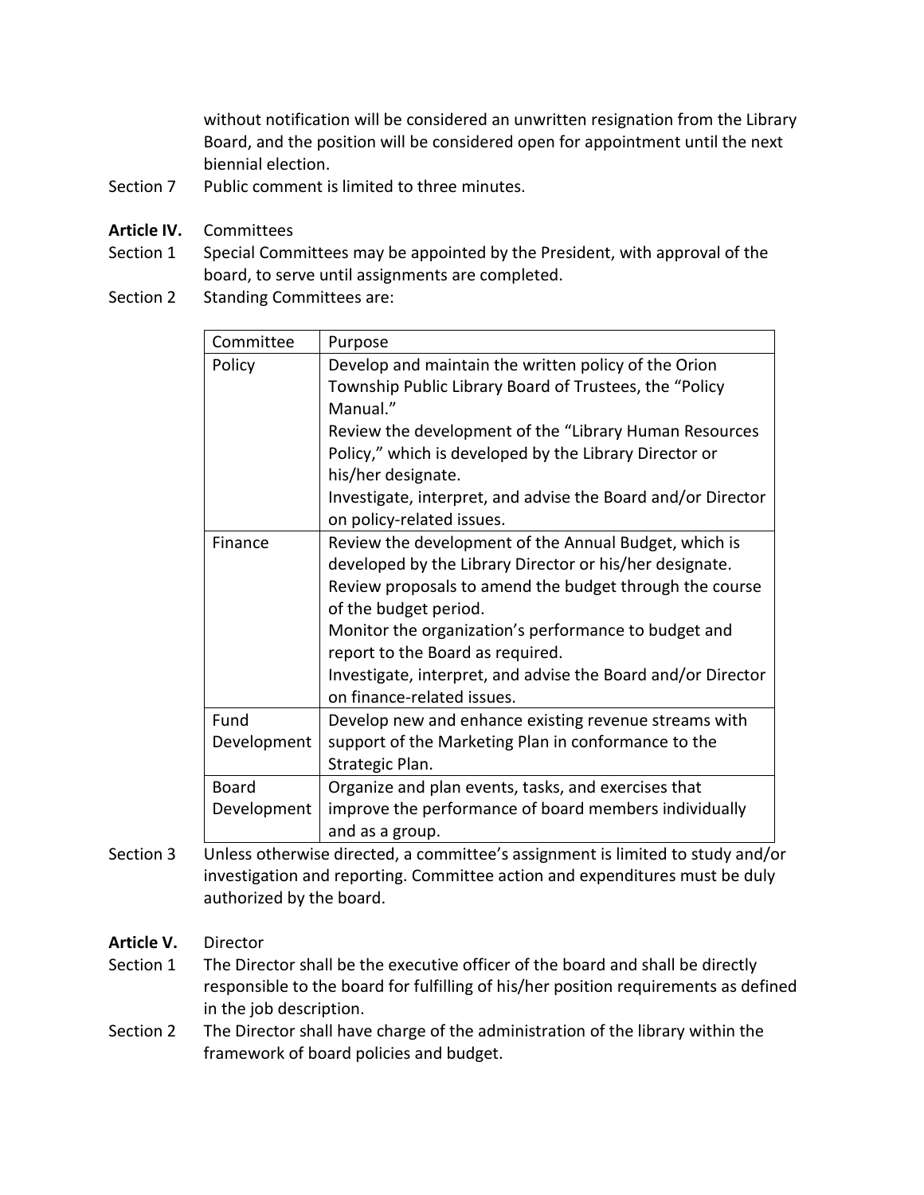without notification will be considered an unwritten resignation from the Library Board, and the position will be considered open for appointment until the next biennial election.

Section 7 Public comment is limited to three minutes.

**Article IV.** Committees

Section 1 Special Committees may be appointed by the President, with approval of the board, to serve until assignments are completed.

Section 2 Standing Committees are:

| Committee | Purpose |
|---|---|
| Policy | Develop and maintain the written policy of the Orion Township Public Library Board of Trustees, the "Policy Manual." Review the development of the "Library Human Resources Policy," which is developed by the Library Director or his/her designate. Investigate, interpret, and advise the Board and/or Director on policy-related issues. |
| Finance | Review the development of the Annual Budget, which is developed by the Library Director or his/her designate. Review proposals to amend the budget through the course of the budget period. Monitor the organization's performance to budget and report to the Board as required. Investigate, interpret, and advise the Board and/or Director on finance-related issues. |
| Fund Development | Develop new and enhance existing revenue streams with support of the Marketing Plan in conformance to the Strategic Plan. |
| Board Development | Organize and plan events, tasks, and exercises that improve the performance of board members individually and as a group. |

Section 3 Unless otherwise directed, a committee's assignment is limited to study and/or investigation and reporting. Committee action and expenditures must be duly authorized by the board.

**Article V.** Director

Section 1 The Director shall be the executive officer of the board and shall be directly responsible to the board for fulfilling of his/her position requirements as defined in the job description.

Section 2 The Director shall have charge of the administration of the library within the framework of board policies and budget.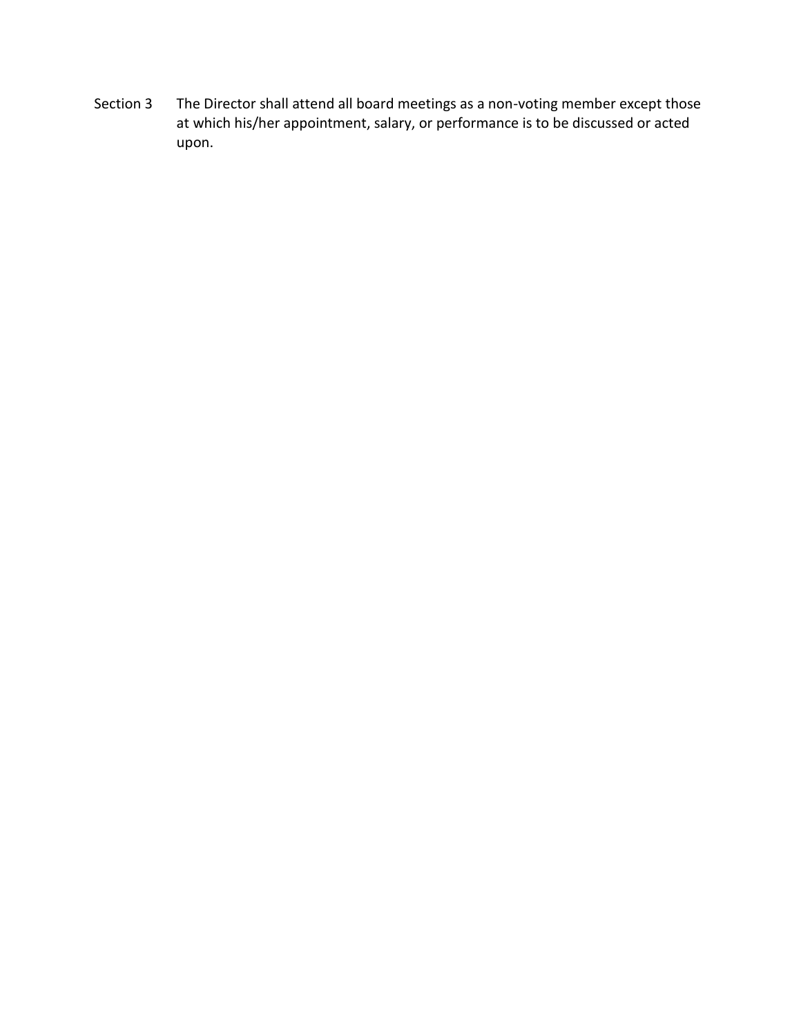Section 3 The Director shall attend all board meetings as a non-voting member except those at which his/her appointment, salary, or performance is to be discussed or acted upon.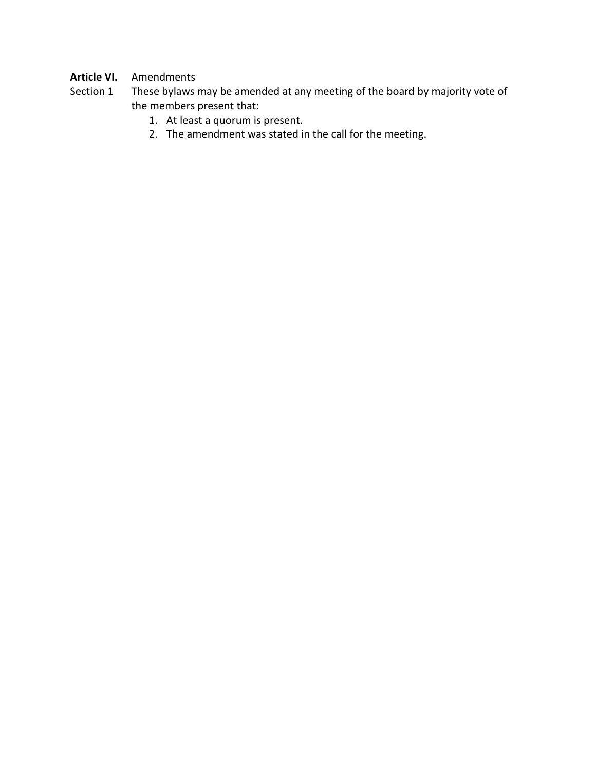**Article VI.** Amendments

Section 1 These bylaws may be amended at any meeting of the board by majority vote of the members present that:

1. At least a quorum is present.
2. The amendment was stated in the call for the meeting.